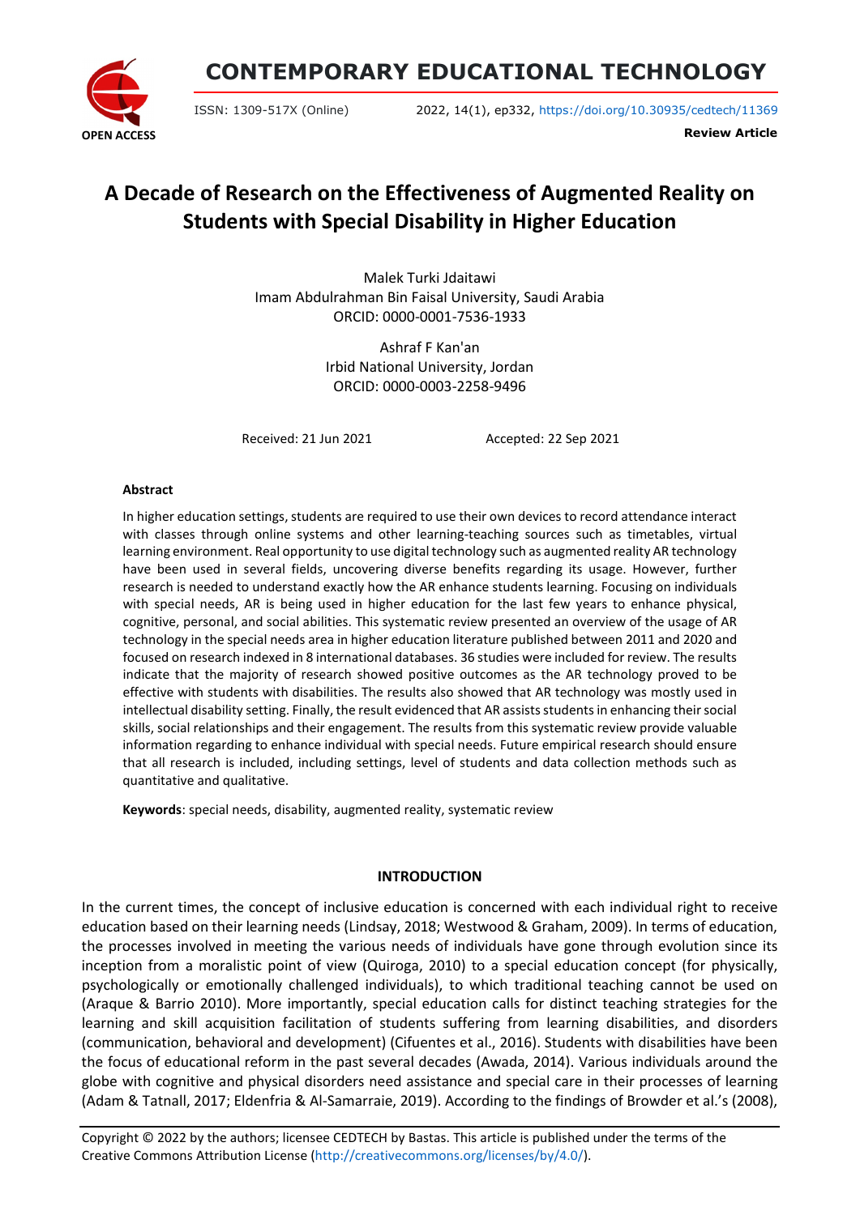# A Decade of Research on the Effectiveness of Augmented Reality on Students with Special Disability in Higher Education

Malek Turki Jdaitawi
Imam Abdulrahman Bin Faisal University, Saudi Arabia
ORCID: 0000-0001-7536-1933

Ashraf F Kan'an
Irbid National University, Jordan
ORCID: 0000-0003-2258-9496

Received: 21 Jun 2021 Accepted: 22 Sep 2021

### Abstract

In higher education settings, students are required to use their own devices to record attendance interact with classes through online systems and other learning-teaching sources such as timetables, virtual learning environment. Real opportunity to use digital technology such as augmented reality AR technology have been used in several fields, uncovering diverse benefits regarding its usage. However, further research is needed to understand exactly how the AR enhance students learning. Focusing on individuals with special needs, AR is being used in higher education for the last few years to enhance physical, cognitive, personal, and social abilities. This systematic review presented an overview of the usage of AR technology in the special needs area in higher education literature published between 2011 and 2020 and focused on research indexed in 8 international databases. 36 studies were included for review. The results indicate that the majority of research showed positive outcomes as the AR technology proved to be effective with students with disabilities. The results also showed that AR technology was mostly used in intellectual disability setting. Finally, the result evidenced that AR assists students in enhancing their social skills, social relationships and their engagement. The results from this systematic review provide valuable information regarding to enhance individual with special needs. Future empirical research should ensure that all research is included, including settings, level of students and data collection methods such as quantitative and qualitative.

**Keywords**: special needs, disability, augmented reality, systematic review

## INTRODUCTION

In the current times, the concept of inclusive education is concerned with each individual right to receive education based on their learning needs (Lindsay, 2018; Westwood & Graham, 2009). In terms of education, the processes involved in meeting the various needs of individuals have gone through evolution since its inception from a moralistic point of view (Quiroga, 2010) to a special education concept (for physically, psychologically or emotionally challenged individuals), to which traditional teaching cannot be used on (Araque & Barrio 2010). More importantly, special education calls for distinct teaching strategies for the learning and skill acquisition facilitation of students suffering from learning disabilities, and disorders (communication, behavioral and development) (Cifuentes et al., 2016). Students with disabilities have been the focus of educational reform in the past several decades (Awada, 2014). Various individuals around the globe with cognitive and physical disorders need assistance and special care in their processes of learning (Adam & Tatnall, 2017; Eldenfria & Al-Samarraie, 2019). According to the findings of Browder et al.'s (2008),

Copyright © 2022 by the authors; licensee CEDTECH by Bastas. This article is published under the terms of the Creative Commons Attribution License (http://creativecommons.org/licenses/by/4.0/).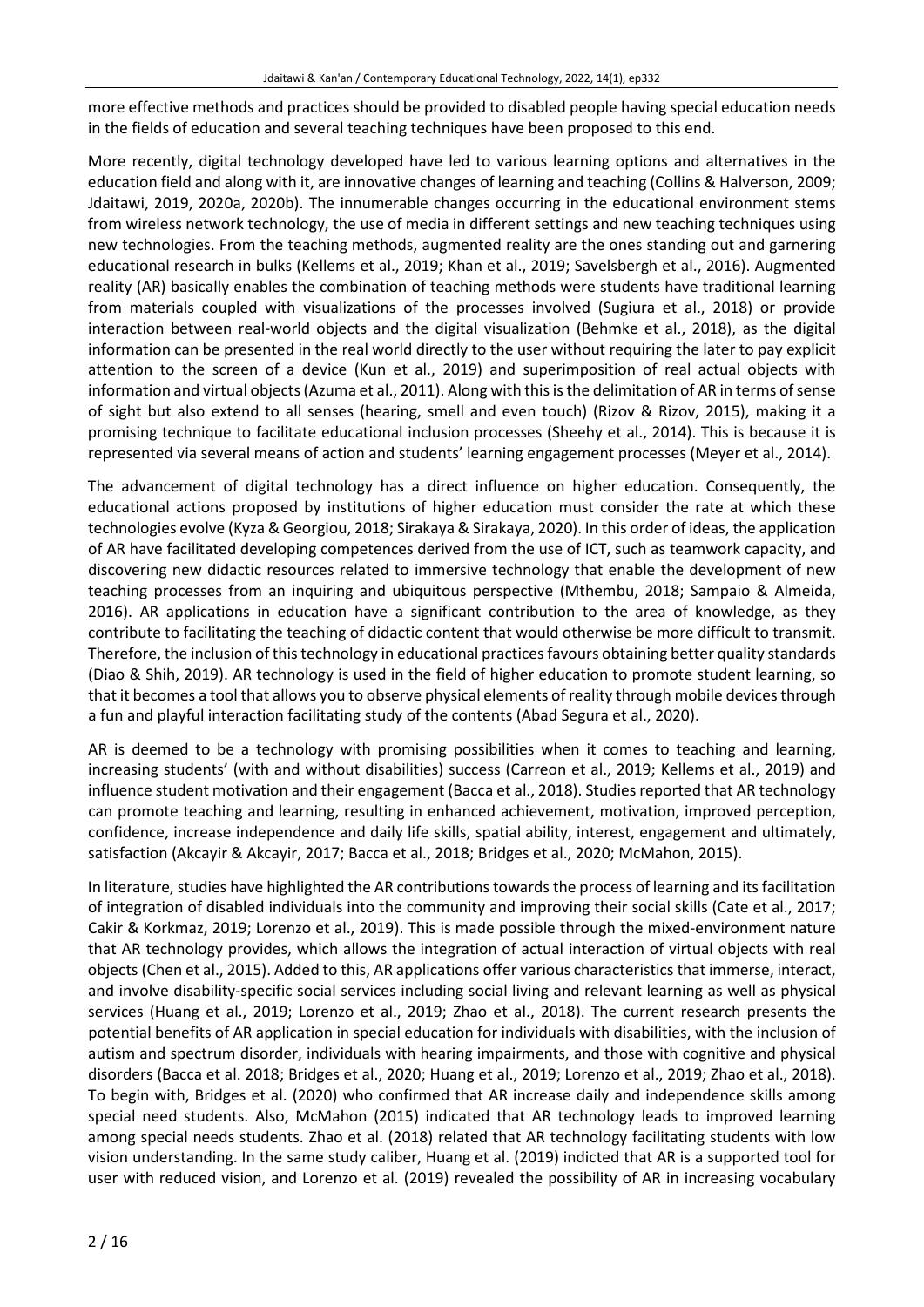more effective methods and practices should be provided to disabled people having special education needs in the fields of education and several teaching techniques have been proposed to this end.

More recently, digital technology developed have led to various learning options and alternatives in the education field and along with it, are innovative changes of learning and teaching (Collins & Halverson, 2009; Jdaitawi, 2019, 2020a, 2020b). The innumerable changes occurring in the educational environment stems from wireless network technology, the use of media in different settings and new teaching techniques using new technologies. From the teaching methods, augmented reality are the ones standing out and garnering educational research in bulks (Kellems et al., 2019; Khan et al., 2019; Savelsbergh et al., 2016). Augmented reality (AR) basically enables the combination of teaching methods were students have traditional learning from materials coupled with visualizations of the processes involved (Sugiura et al., 2018) or provide interaction between real-world objects and the digital visualization (Behmke et al., 2018), as the digital information can be presented in the real world directly to the user without requiring the later to pay explicit attention to the screen of a device (Kun et al., 2019) and superimposition of real actual objects with information and virtual objects (Azuma et al., 2011). Along with this is the delimitation of AR in terms of sense of sight but also extend to all senses (hearing, smell and even touch) (Rizov & Rizov, 2015), making it a promising technique to facilitate educational inclusion processes (Sheehy et al., 2014). This is because it is represented via several means of action and students' learning engagement processes (Meyer et al., 2014).

The advancement of digital technology has a direct influence on higher education. Consequently, the educational actions proposed by institutions of higher education must consider the rate at which these technologies evolve (Kyza & Georgiou, 2018; Sirakaya & Sirakaya, 2020). In this order of ideas, the application of AR have facilitated developing competences derived from the use of ICT, such as teamwork capacity, and discovering new didactic resources related to immersive technology that enable the development of new teaching processes from an inquiring and ubiquitous perspective (Mthembu, 2018; Sampaio & Almeida, 2016). AR applications in education have a significant contribution to the area of knowledge, as they contribute to facilitating the teaching of didactic content that would otherwise be more difficult to transmit. Therefore, the inclusion of this technology in educational practices favours obtaining better quality standards (Diao & Shih, 2019). AR technology is used in the field of higher education to promote student learning, so that it becomes a tool that allows you to observe physical elements of reality through mobile devices through a fun and playful interaction facilitating study of the contents (Abad Segura et al., 2020).

AR is deemed to be a technology with promising possibilities when it comes to teaching and learning, increasing students' (with and without disabilities) success (Carreon et al., 2019; Kellems et al., 2019) and influence student motivation and their engagement (Bacca et al., 2018). Studies reported that AR technology can promote teaching and learning, resulting in enhanced achievement, motivation, improved perception, confidence, increase independence and daily life skills, spatial ability, interest, engagement and ultimately, satisfaction (Akcayir & Akcayir, 2017; Bacca et al., 2018; Bridges et al., 2020; McMahon, 2015).

In literature, studies have highlighted the AR contributions towards the process of learning and its facilitation of integration of disabled individuals into the community and improving their social skills (Cate et al., 2017; Cakir & Korkmaz, 2019; Lorenzo et al., 2019). This is made possible through the mixed-environment nature that AR technology provides, which allows the integration of actual interaction of virtual objects with real objects (Chen et al., 2015). Added to this, AR applications offer various characteristics that immerse, interact, and involve disability-specific social services including social living and relevant learning as well as physical services (Huang et al., 2019; Lorenzo et al., 2019; Zhao et al., 2018). The current research presents the potential benefits of AR application in special education for individuals with disabilities, with the inclusion of autism and spectrum disorder, individuals with hearing impairments, and those with cognitive and physical disorders (Bacca et al. 2018; Bridges et al., 2020; Huang et al., 2019; Lorenzo et al., 2019; Zhao et al., 2018). To begin with, Bridges et al. (2020) who confirmed that AR increase daily and independence skills among special need students. Also, McMahon (2015) indicated that AR technology leads to improved learning among special needs students. Zhao et al. (2018) related that AR technology facilitating students with low vision understanding. In the same study caliber, Huang et al. (2019) indicted that AR is a supported tool for user with reduced vision, and Lorenzo et al. (2019) revealed the possibility of AR in increasing vocabulary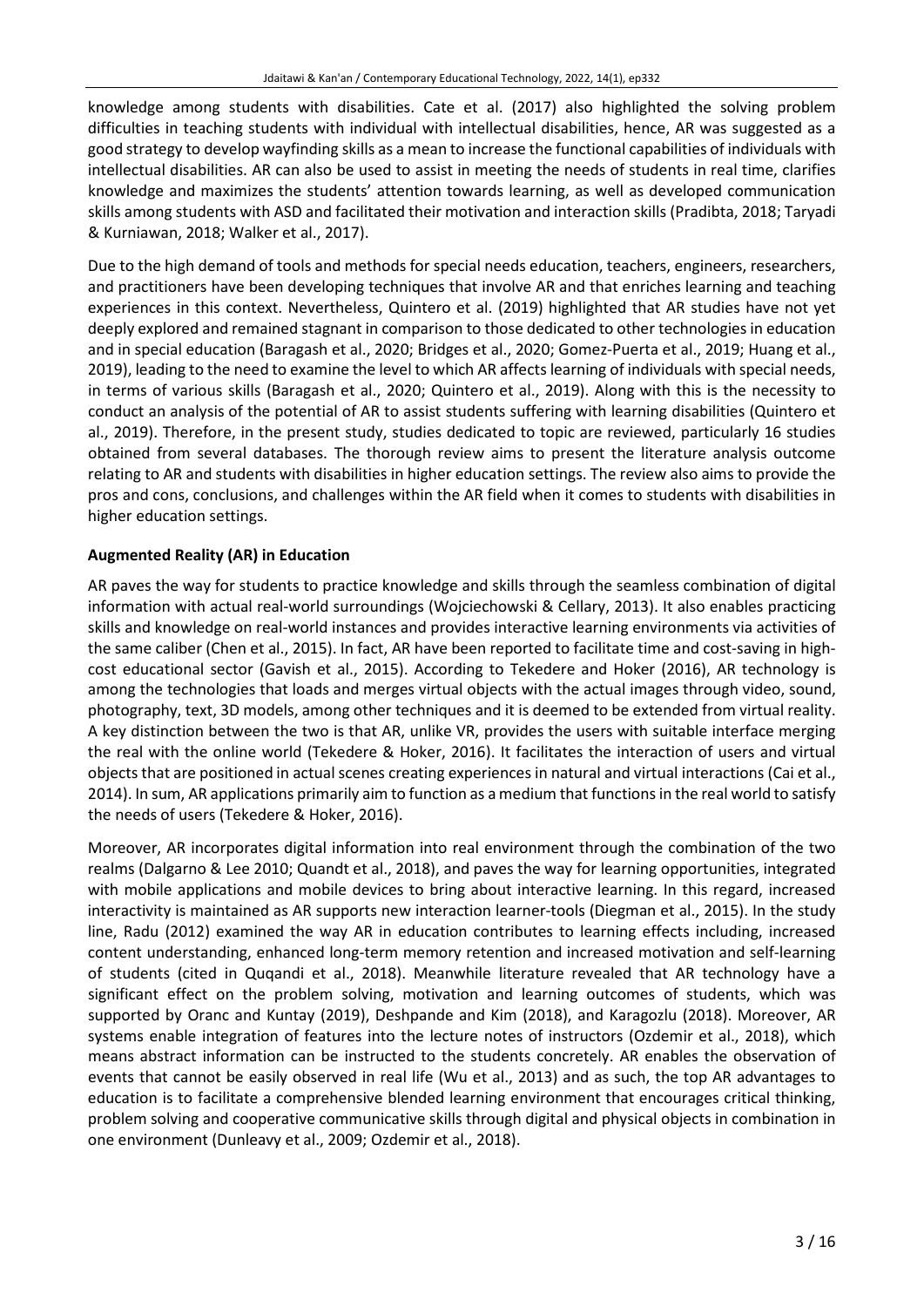knowledge among students with disabilities. Cate et al. (2017) also highlighted the solving problem difficulties in teaching students with individual with intellectual disabilities, hence, AR was suggested as a good strategy to develop wayfinding skills as a mean to increase the functional capabilities of individuals with intellectual disabilities. AR can also be used to assist in meeting the needs of students in real time, clarifies knowledge and maximizes the students' attention towards learning, as well as developed communication skills among students with ASD and facilitated their motivation and interaction skills (Pradibta, 2018; Taryadi & Kurniawan, 2018; Walker et al., 2017).

Due to the high demand of tools and methods for special needs education, teachers, engineers, researchers, and practitioners have been developing techniques that involve AR and that enriches learning and teaching experiences in this context. Nevertheless, Quintero et al. (2019) highlighted that AR studies have not yet deeply explored and remained stagnant in comparison to those dedicated to other technologies in education and in special education (Baragash et al., 2020; Bridges et al., 2020; Gomez-Puerta et al., 2019; Huang et al., 2019), leading to the need to examine the level to which AR affects learning of individuals with special needs, in terms of various skills (Baragash et al., 2020; Quintero et al., 2019). Along with this is the necessity to conduct an analysis of the potential of AR to assist students suffering with learning disabilities (Quintero et al., 2019). Therefore, in the present study, studies dedicated to topic are reviewed, particularly 16 studies obtained from several databases. The thorough review aims to present the literature analysis outcome relating to AR and students with disabilities in higher education settings. The review also aims to provide the pros and cons, conclusions, and challenges within the AR field when it comes to students with disabilities in higher education settings.

## Augmented Reality (AR) in Education

AR paves the way for students to practice knowledge and skills through the seamless combination of digital information with actual real-world surroundings (Wojciechowski & Cellary, 2013). It also enables practicing skills and knowledge on real-world instances and provides interactive learning environments via activities of the same caliber (Chen et al., 2015). In fact, AR have been reported to facilitate time and cost-saving in high-cost educational sector (Gavish et al., 2015). According to Tekedere and Hoker (2016), AR technology is among the technologies that loads and merges virtual objects with the actual images through video, sound, photography, text, 3D models, among other techniques and it is deemed to be extended from virtual reality. A key distinction between the two is that AR, unlike VR, provides the users with suitable interface merging the real with the online world (Tekedere & Hoker, 2016). It facilitates the interaction of users and virtual objects that are positioned in actual scenes creating experiences in natural and virtual interactions (Cai et al., 2014). In sum, AR applications primarily aim to function as a medium that functions in the real world to satisfy the needs of users (Tekedere & Hoker, 2016).

Moreover, AR incorporates digital information into real environment through the combination of the two realms (Dalgarno & Lee 2010; Quandt et al., 2018), and paves the way for learning opportunities, integrated with mobile applications and mobile devices to bring about interactive learning. In this regard, increased interactivity is maintained as AR supports new interaction learner-tools (Diegman et al., 2015). In the study line, Radu (2012) examined the way AR in education contributes to learning effects including, increased content understanding, enhanced long-term memory retention and increased motivation and self-learning of students (cited in Quqandi et al., 2018). Meanwhile literature revealed that AR technology have a significant effect on the problem solving, motivation and learning outcomes of students, which was supported by Oranc and Kuntay (2019), Deshpande and Kim (2018), and Karagozlu (2018). Moreover, AR systems enable integration of features into the lecture notes of instructors (Ozdemir et al., 2018), which means abstract information can be instructed to the students concretely. AR enables the observation of events that cannot be easily observed in real life (Wu et al., 2013) and as such, the top AR advantages to education is to facilitate a comprehensive blended learning environment that encourages critical thinking, problem solving and cooperative communicative skills through digital and physical objects in combination in one environment (Dunleavy et al., 2009; Ozdemir et al., 2018).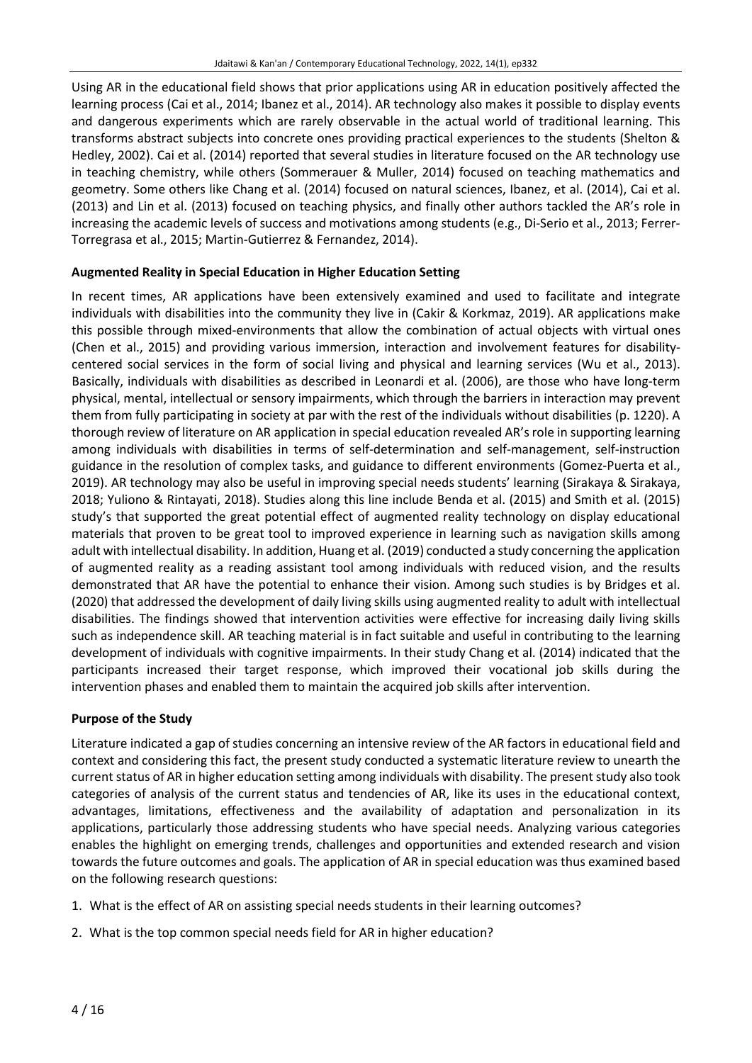Using AR in the educational field shows that prior applications using AR in education positively affected the learning process (Cai et al., 2014; Ibanez et al., 2014). AR technology also makes it possible to display events and dangerous experiments which are rarely observable in the actual world of traditional learning. This transforms abstract subjects into concrete ones providing practical experiences to the students (Shelton & Hedley, 2002). Cai et al. (2014) reported that several studies in literature focused on the AR technology use in teaching chemistry, while others (Sommerauer & Muller, 2014) focused on teaching mathematics and geometry. Some others like Chang et al. (2014) focused on natural sciences, Ibanez, et al. (2014), Cai et al. (2013) and Lin et al. (2013) focused on teaching physics, and finally other authors tackled the AR's role in increasing the academic levels of success and motivations among students (e.g., Di-Serio et al., 2013; Ferrer-Torregrasa et al., 2015; Martin-Gutierrez & Fernandez, 2014).

## Augmented Reality in Special Education in Higher Education Setting

In recent times, AR applications have been extensively examined and used to facilitate and integrate individuals with disabilities into the community they live in (Cakir & Korkmaz, 2019). AR applications make this possible through mixed-environments that allow the combination of actual objects with virtual ones (Chen et al., 2015) and providing various immersion, interaction and involvement features for disability-centered social services in the form of social living and physical and learning services (Wu et al., 2013). Basically, individuals with disabilities as described in Leonardi et al. (2006), are those who have long-term physical, mental, intellectual or sensory impairments, which through the barriers in interaction may prevent them from fully participating in society at par with the rest of the individuals without disabilities (p. 1220). A thorough review of literature on AR application in special education revealed AR's role in supporting learning among individuals with disabilities in terms of self-determination and self-management, self-instruction guidance in the resolution of complex tasks, and guidance to different environments (Gomez-Puerta et al., 2019). AR technology may also be useful in improving special needs students' learning (Sirakaya & Sirakaya, 2018; Yuliono & Rintayati, 2018). Studies along this line include Benda et al. (2015) and Smith et al. (2015) study's that supported the great potential effect of augmented reality technology on display educational materials that proven to be great tool to improved experience in learning such as navigation skills among adult with intellectual disability. In addition, Huang et al. (2019) conducted a study concerning the application of augmented reality as a reading assistant tool among individuals with reduced vision, and the results demonstrated that AR have the potential to enhance their vision. Among such studies is by Bridges et al. (2020) that addressed the development of daily living skills using augmented reality to adult with intellectual disabilities. The findings showed that intervention activities were effective for increasing daily living skills such as independence skill. AR teaching material is in fact suitable and useful in contributing to the learning development of individuals with cognitive impairments. In their study Chang et al. (2014) indicated that the participants increased their target response, which improved their vocational job skills during the intervention phases and enabled them to maintain the acquired job skills after intervention.

## Purpose of the Study

Literature indicated a gap of studies concerning an intensive review of the AR factors in educational field and context and considering this fact, the present study conducted a systematic literature review to unearth the current status of AR in higher education setting among individuals with disability. The present study also took categories of analysis of the current status and tendencies of AR, like its uses in the educational context, advantages, limitations, effectiveness and the availability of adaptation and personalization in its applications, particularly those addressing students who have special needs. Analyzing various categories enables the highlight on emerging trends, challenges and opportunities and extended research and vision towards the future outcomes and goals. The application of AR in special education was thus examined based on the following research questions:

1. What is the effect of AR on assisting special needs students in their learning outcomes?
2. What is the top common special needs field for AR in higher education?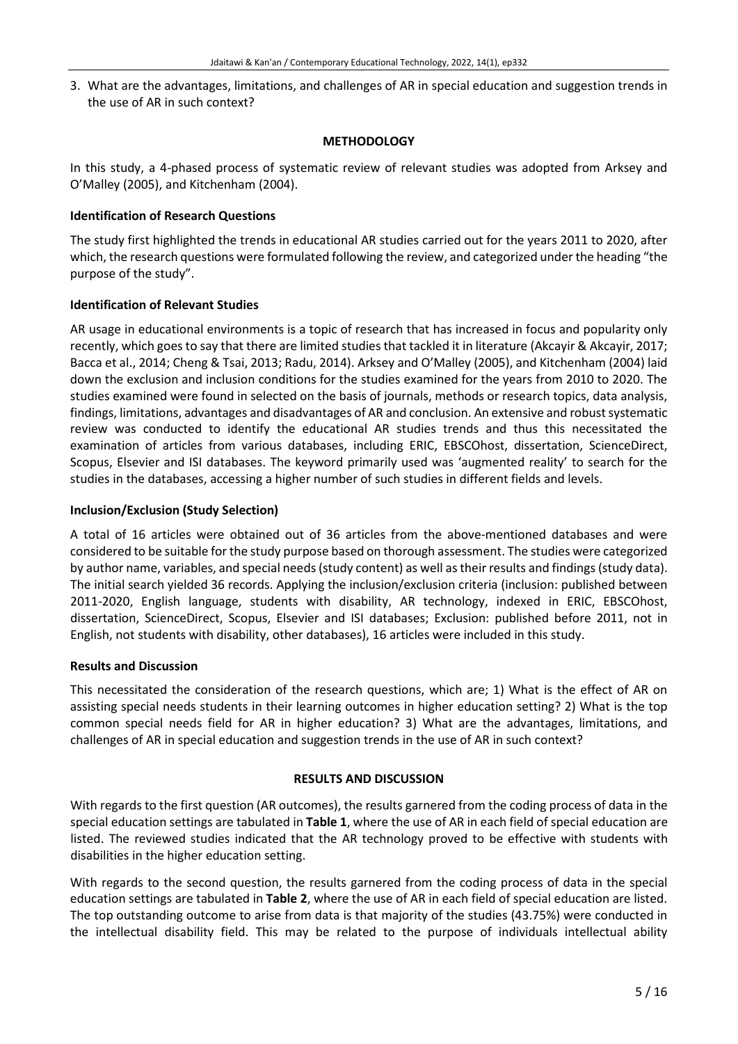3. What are the advantages, limitations, and challenges of AR in special education and suggestion trends in the use of AR in such context?

## METHODOLOGY

In this study, a 4-phased process of systematic review of relevant studies was adopted from Arksey and O'Malley (2005), and Kitchenham (2004).

### Identification of Research Questions

The study first highlighted the trends in educational AR studies carried out for the years 2011 to 2020, after which, the research questions were formulated following the review, and categorized under the heading "the purpose of the study".

### Identification of Relevant Studies

AR usage in educational environments is a topic of research that has increased in focus and popularity only recently, which goes to say that there are limited studies that tackled it in literature (Akcayir & Akcayir, 2017; Bacca et al., 2014; Cheng & Tsai, 2013; Radu, 2014). Arksey and O'Malley (2005), and Kitchenham (2004) laid down the exclusion and inclusion conditions for the studies examined for the years from 2010 to 2020. The studies examined were found in selected on the basis of journals, methods or research topics, data analysis, findings, limitations, advantages and disadvantages of AR and conclusion. An extensive and robust systematic review was conducted to identify the educational AR studies trends and thus this necessitated the examination of articles from various databases, including ERIC, EBSCOhost, dissertation, ScienceDirect, Scopus, Elsevier and ISI databases. The keyword primarily used was 'augmented reality' to search for the studies in the databases, accessing a higher number of such studies in different fields and levels.

### Inclusion/Exclusion (Study Selection)

A total of 16 articles were obtained out of 36 articles from the above-mentioned databases and were considered to be suitable for the study purpose based on thorough assessment. The studies were categorized by author name, variables, and special needs (study content) as well as their results and findings (study data). The initial search yielded 36 records. Applying the inclusion/exclusion criteria (inclusion: published between 2011-2020, English language, students with disability, AR technology, indexed in ERIC, EBSCOhost, dissertation, ScienceDirect, Scopus, Elsevier and ISI databases; Exclusion: published before 2011, not in English, not students with disability, other databases), 16 articles were included in this study.

### Results and Discussion

This necessitated the consideration of the research questions, which are; 1) What is the effect of AR on assisting special needs students in their learning outcomes in higher education setting? 2) What is the top common special needs field for AR in higher education? 3) What are the advantages, limitations, and challenges of AR in special education and suggestion trends in the use of AR in such context?

## RESULTS AND DISCUSSION

With regards to the first question (AR outcomes), the results garnered from the coding process of data in the special education settings are tabulated in **Table 1**, where the use of AR in each field of special education are listed. The reviewed studies indicated that the AR technology proved to be effective with students with disabilities in the higher education setting.

With regards to the second question, the results garnered from the coding process of data in the special education settings are tabulated in **Table 2**, where the use of AR in each field of special education are listed. The top outstanding outcome to arise from data is that majority of the studies (43.75%) were conducted in the intellectual disability field. This may be related to the purpose of individuals intellectual ability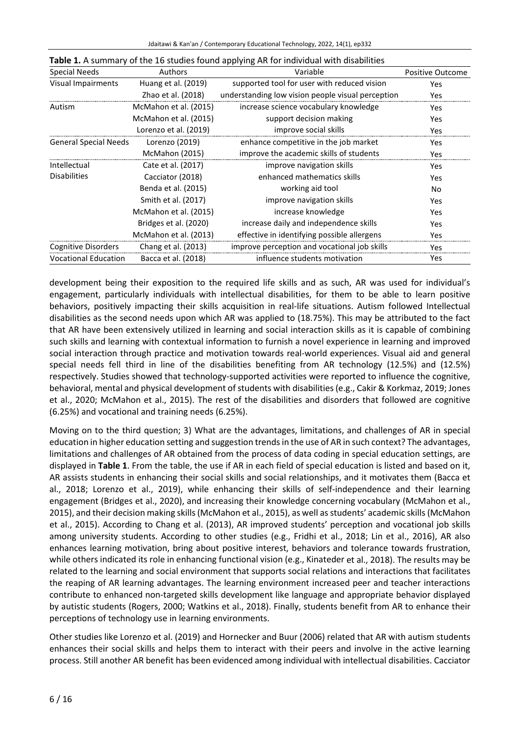**Table 1.** A summary of the 16 studies found applying AR for individual with disabilities

| Special Needs | Authors | Variable | Positive Outcome |
|---|---|---|---|
| Visual Impairments | Huang et al. (2019) | supported tool for user with reduced vision | Yes |
| | Zhao et al. (2018) | understanding low vision people visual perception | Yes |
| Autism | McMahon et al. (2015) | increase science vocabulary knowledge | Yes |
| | McMahon et al. (2015) | support decision making | Yes |
| | Lorenzo et al. (2019) | improve social skills | Yes |
| General Special Needs | Lorenzo (2019) | enhance competitive in the job market | Yes |
| | McMahon (2015) | improve the academic skills of students | Yes |
| Intellectual Disabilities | Cate et al. (2017) | improve navigation skills | Yes |
| | Cacciator (2018) | enhanced mathematics skills | Yes |
| | Benda et al. (2015) | working aid tool | No |
| | Smith et al. (2017) | improve navigation skills | Yes |
| | McMahon et al. (2015) | increase knowledge | Yes |
| | Bridges et al. (2020) | increase daily and independence skills | Yes |
| | McMahon et al. (2013) | effective in identifying possible allergens | Yes |
| Cognitive Disorders | Chang et al. (2013) | improve perception and vocational job skills | Yes |
| Vocational Education | Bacca et al. (2018) | influence students motivation | Yes |

development being their exposition to the required life skills and as such, AR was used for individual's engagement, particularly individuals with intellectual disabilities, for them to be able to learn positive behaviors, positively impacting their skills acquisition in real-life situations. Autism followed Intellectual disabilities as the second needs upon which AR was applied to (18.75%). This may be attributed to the fact that AR have been extensively utilized in learning and social interaction skills as it is capable of combining such skills and learning with contextual information to furnish a novel experience in learning and improved social interaction through practice and motivation towards real-world experiences. Visual aid and general special needs fell third in line of the disabilities benefiting from AR technology (12.5%) and (12.5%) respectively. Studies showed that technology-supported activities were reported to influence the cognitive, behavioral, mental and physical development of students with disabilities (e.g., Cakir & Korkmaz, 2019; Jones et al., 2020; McMahon et al., 2015). The rest of the disabilities and disorders that followed are cognitive (6.25%) and vocational and training needs (6.25%).

Moving on to the third question; 3) What are the advantages, limitations, and challenges of AR in special education in higher education setting and suggestion trends in the use of AR in such context? The advantages, limitations and challenges of AR obtained from the process of data coding in special education settings, are displayed in **Table 1**. From the table, the use if AR in each field of special education is listed and based on it, AR assists students in enhancing their social skills and social relationships, and it motivates them (Bacca et al., 2018; Lorenzo et al., 2019), while enhancing their skills of self-independence and their learning engagement (Bridges et al., 2020), and increasing their knowledge concerning vocabulary (McMahon et al., 2015), and their decision making skills (McMahon et al., 2015), as well as students' academic skills (McMahon et al., 2015). According to Chang et al. (2013), AR improved students' perception and vocational job skills among university students. According to other studies (e.g., Fridhi et al., 2018; Lin et al., 2016), AR also enhances learning motivation, bring about positive interest, behaviors and tolerance towards frustration, while others indicated its role in enhancing functional vision (e.g., Kinateder et al., 2018). The results may be related to the learning and social environment that supports social relations and interactions that facilitates the reaping of AR learning advantages. The learning environment increased peer and teacher interactions contribute to enhanced non-targeted skills development like language and appropriate behavior displayed by autistic students (Rogers, 2000; Watkins et al., 2018). Finally, students benefit from AR to enhance their perceptions of technology use in learning environments.

Other studies like Lorenzo et al. (2019) and Hornecker and Buur (2006) related that AR with autism students enhances their social skills and helps them to interact with their peers and involve in the active learning process. Still another AR benefit has been evidenced among individual with intellectual disabilities. Cacciator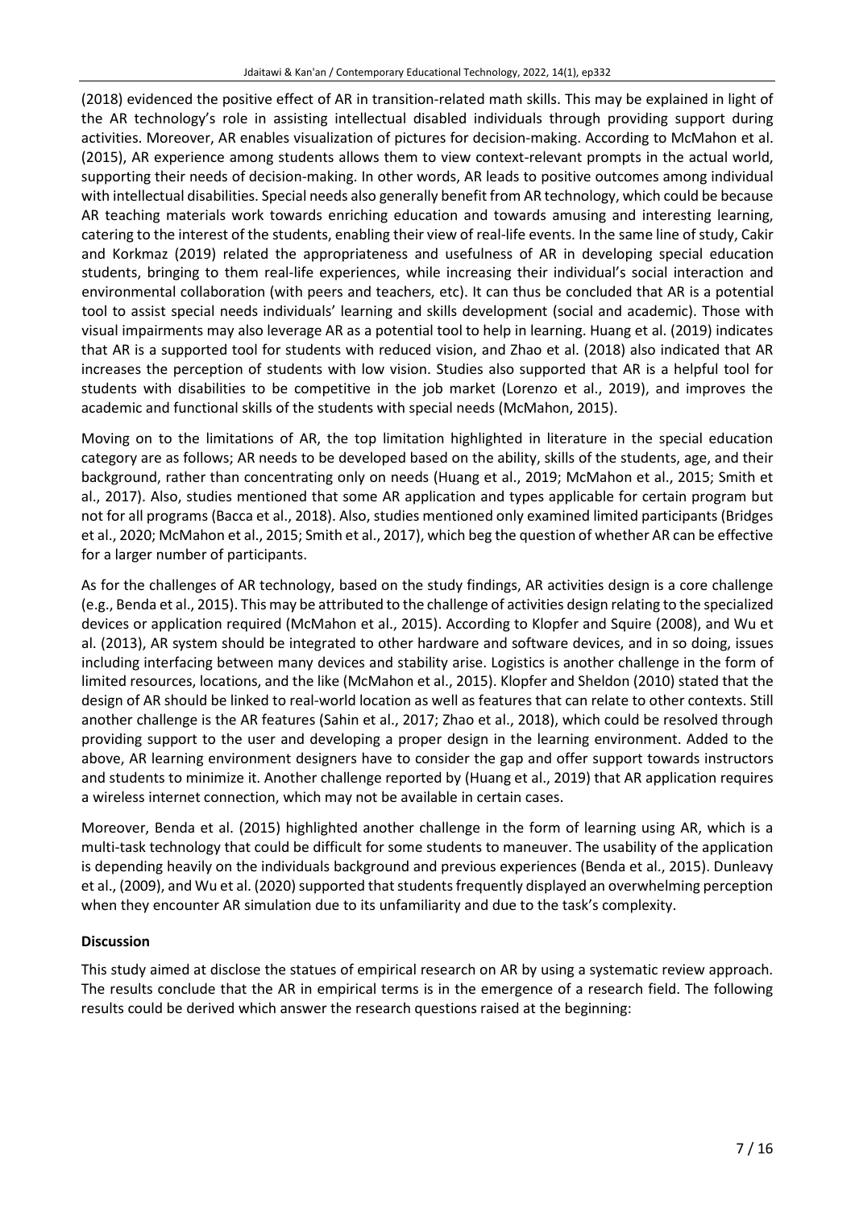(2018) evidenced the positive effect of AR in transition-related math skills. This may be explained in light of the AR technology's role in assisting intellectual disabled individuals through providing support during activities. Moreover, AR enables visualization of pictures for decision-making. According to McMahon et al. (2015), AR experience among students allows them to view context-relevant prompts in the actual world, supporting their needs of decision-making. In other words, AR leads to positive outcomes among individual with intellectual disabilities. Special needs also generally benefit from AR technology, which could be because AR teaching materials work towards enriching education and towards amusing and interesting learning, catering to the interest of the students, enabling their view of real-life events. In the same line of study, Cakir and Korkmaz (2019) related the appropriateness and usefulness of AR in developing special education students, bringing to them real-life experiences, while increasing their individual's social interaction and environmental collaboration (with peers and teachers, etc). It can thus be concluded that AR is a potential tool to assist special needs individuals' learning and skills development (social and academic). Those with visual impairments may also leverage AR as a potential tool to help in learning. Huang et al. (2019) indicates that AR is a supported tool for students with reduced vision, and Zhao et al. (2018) also indicated that AR increases the perception of students with low vision. Studies also supported that AR is a helpful tool for students with disabilities to be competitive in the job market (Lorenzo et al., 2019), and improves the academic and functional skills of the students with special needs (McMahon, 2015).

Moving on to the limitations of AR, the top limitation highlighted in literature in the special education category are as follows; AR needs to be developed based on the ability, skills of the students, age, and their background, rather than concentrating only on needs (Huang et al., 2019; McMahon et al., 2015; Smith et al., 2017). Also, studies mentioned that some AR application and types applicable for certain program but not for all programs (Bacca et al., 2018). Also, studies mentioned only examined limited participants (Bridges et al., 2020; McMahon et al., 2015; Smith et al., 2017), which beg the question of whether AR can be effective for a larger number of participants.

As for the challenges of AR technology, based on the study findings, AR activities design is a core challenge (e.g., Benda et al., 2015). This may be attributed to the challenge of activities design relating to the specialized devices or application required (McMahon et al., 2015). According to Klopfer and Squire (2008), and Wu et al. (2013), AR system should be integrated to other hardware and software devices, and in so doing, issues including interfacing between many devices and stability arise. Logistics is another challenge in the form of limited resources, locations, and the like (McMahon et al., 2015). Klopfer and Sheldon (2010) stated that the design of AR should be linked to real-world location as well as features that can relate to other contexts. Still another challenge is the AR features (Sahin et al., 2017; Zhao et al., 2018), which could be resolved through providing support to the user and developing a proper design in the learning environment. Added to the above, AR learning environment designers have to consider the gap and offer support towards instructors and students to minimize it. Another challenge reported by (Huang et al., 2019) that AR application requires a wireless internet connection, which may not be available in certain cases.

Moreover, Benda et al. (2015) highlighted another challenge in the form of learning using AR, which is a multi-task technology that could be difficult for some students to maneuver. The usability of the application is depending heavily on the individuals background and previous experiences (Benda et al., 2015). Dunleavy et al., (2009), and Wu et al. (2020) supported that students frequently displayed an overwhelming perception when they encounter AR simulation due to its unfamiliarity and due to the task's complexity.

## Discussion

This study aimed at disclose the statues of empirical research on AR by using a systematic review approach. The results conclude that the AR in empirical terms is in the emergence of a research field. The following results could be derived which answer the research questions raised at the beginning: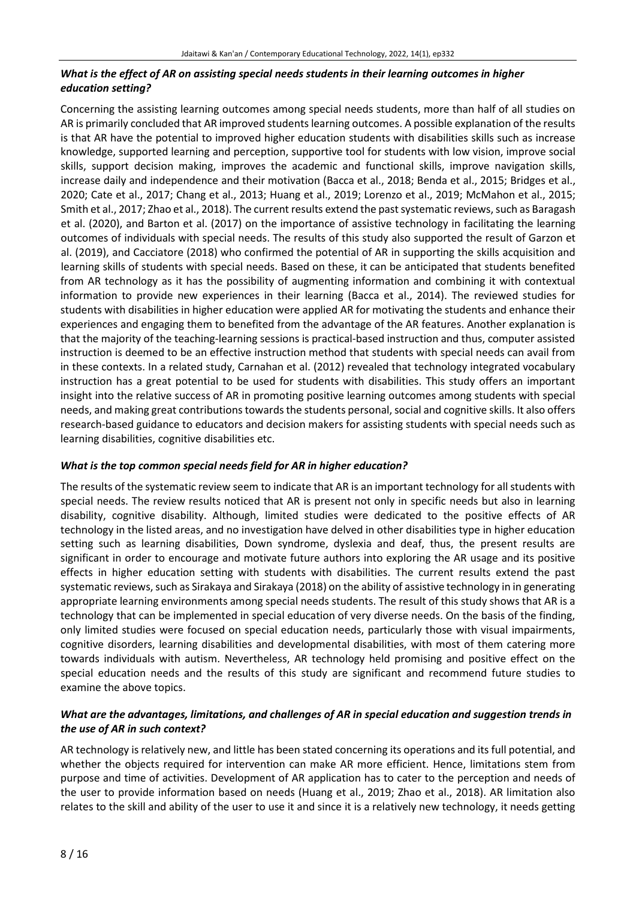### *What is the effect of AR on assisting special needs students in their learning outcomes in higher education setting?*

Concerning the assisting learning outcomes among special needs students, more than half of all studies on AR is primarily concluded that AR improved students learning outcomes. A possible explanation of the results is that AR have the potential to improved higher education students with disabilities skills such as increase knowledge, supported learning and perception, supportive tool for students with low vision, improve social skills, support decision making, improves the academic and functional skills, improve navigation skills, increase daily and independence and their motivation (Bacca et al., 2018; Benda et al., 2015; Bridges et al., 2020; Cate et al., 2017; Chang et al., 2013; Huang et al., 2019; Lorenzo et al., 2019; McMahon et al., 2015; Smith et al., 2017; Zhao et al., 2018). The current results extend the past systematic reviews, such as Baragash et al. (2020), and Barton et al. (2017) on the importance of assistive technology in facilitating the learning outcomes of individuals with special needs. The results of this study also supported the result of Garzon et al. (2019), and Cacciatore (2018) who confirmed the potential of AR in supporting the skills acquisition and learning skills of students with special needs. Based on these, it can be anticipated that students benefited from AR technology as it has the possibility of augmenting information and combining it with contextual information to provide new experiences in their learning (Bacca et al., 2014). The reviewed studies for students with disabilities in higher education were applied AR for motivating the students and enhance their experiences and engaging them to benefited from the advantage of the AR features. Another explanation is that the majority of the teaching-learning sessions is practical-based instruction and thus, computer assisted instruction is deemed to be an effective instruction method that students with special needs can avail from in these contexts. In a related study, Carnahan et al. (2012) revealed that technology integrated vocabulary instruction has a great potential to be used for students with disabilities. This study offers an important insight into the relative success of AR in promoting positive learning outcomes among students with special needs, and making great contributions towards the students personal, social and cognitive skills. It also offers research-based guidance to educators and decision makers for assisting students with special needs such as learning disabilities, cognitive disabilities etc.

### *What is the top common special needs field for AR in higher education?*

The results of the systematic review seem to indicate that AR is an important technology for all students with special needs. The review results noticed that AR is present not only in specific needs but also in learning disability, cognitive disability. Although, limited studies were dedicated to the positive effects of AR technology in the listed areas, and no investigation have delved in other disabilities type in higher education setting such as learning disabilities, Down syndrome, dyslexia and deaf, thus, the present results are significant in order to encourage and motivate future authors into exploring the AR usage and its positive effects in higher education setting with students with disabilities. The current results extend the past systematic reviews, such as Sirakaya and Sirakaya (2018) on the ability of assistive technology in in generating appropriate learning environments among special needs students. The result of this study shows that AR is a technology that can be implemented in special education of very diverse needs. On the basis of the finding, only limited studies were focused on special education needs, particularly those with visual impairments, cognitive disorders, learning disabilities and developmental disabilities, with most of them catering more towards individuals with autism. Nevertheless, AR technology held promising and positive effect on the special education needs and the results of this study are significant and recommend future studies to examine the above topics.

### *What are the advantages, limitations, and challenges of AR in special education and suggestion trends in the use of AR in such context?*

AR technology is relatively new, and little has been stated concerning its operations and its full potential, and whether the objects required for intervention can make AR more efficient. Hence, limitations stem from purpose and time of activities. Development of AR application has to cater to the perception and needs of the user to provide information based on needs (Huang et al., 2019; Zhao et al., 2018). AR limitation also relates to the skill and ability of the user to use it and since it is a relatively new technology, it needs getting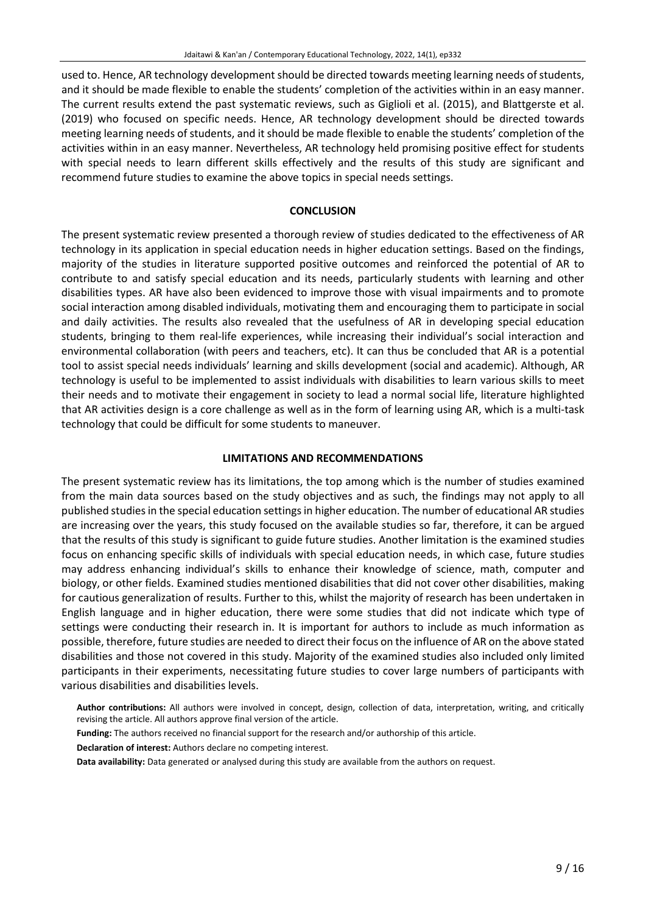used to. Hence, AR technology development should be directed towards meeting learning needs of students, and it should be made flexible to enable the students' completion of the activities within in an easy manner. The current results extend the past systematic reviews, such as Giglioli et al. (2015), and Blattgerste et al. (2019) who focused on specific needs. Hence, AR technology development should be directed towards meeting learning needs of students, and it should be made flexible to enable the students' completion of the activities within in an easy manner. Nevertheless, AR technology held promising positive effect for students with special needs to learn different skills effectively and the results of this study are significant and recommend future studies to examine the above topics in special needs settings.

## CONCLUSION

The present systematic review presented a thorough review of studies dedicated to the effectiveness of AR technology in its application in special education needs in higher education settings. Based on the findings, majority of the studies in literature supported positive outcomes and reinforced the potential of AR to contribute to and satisfy special education and its needs, particularly students with learning and other disabilities types. AR have also been evidenced to improve those with visual impairments and to promote social interaction among disabled individuals, motivating them and encouraging them to participate in social and daily activities. The results also revealed that the usefulness of AR in developing special education students, bringing to them real-life experiences, while increasing their individual's social interaction and environmental collaboration (with peers and teachers, etc). It can thus be concluded that AR is a potential tool to assist special needs individuals' learning and skills development (social and academic). Although, AR technology is useful to be implemented to assist individuals with disabilities to learn various skills to meet their needs and to motivate their engagement in society to lead a normal social life, literature highlighted that AR activities design is a core challenge as well as in the form of learning using AR, which is a multi-task technology that could be difficult for some students to maneuver.

## LIMITATIONS AND RECOMMENDATIONS

The present systematic review has its limitations, the top among which is the number of studies examined from the main data sources based on the study objectives and as such, the findings may not apply to all published studies in the special education settings in higher education. The number of educational AR studies are increasing over the years, this study focused on the available studies so far, therefore, it can be argued that the results of this study is significant to guide future studies. Another limitation is the examined studies focus on enhancing specific skills of individuals with special education needs, in which case, future studies may address enhancing individual's skills to enhance their knowledge of science, math, computer and biology, or other fields. Examined studies mentioned disabilities that did not cover other disabilities, making for cautious generalization of results. Further to this, whilst the majority of research has been undertaken in English language and in higher education, there were some studies that did not indicate which type of settings were conducting their research in. It is important for authors to include as much information as possible, therefore, future studies are needed to direct their focus on the influence of AR on the above stated disabilities and those not covered in this study. Majority of the examined studies also included only limited participants in their experiments, necessitating future studies to cover large numbers of participants with various disabilities and disabilities levels.

**Author contributions:** All authors were involved in concept, design, collection of data, interpretation, writing, and critically revising the article. All authors approve final version of the article.

**Funding:** The authors received no financial support for the research and/or authorship of this article.

**Declaration of interest:** Authors declare no competing interest.

**Data availability:** Data generated or analysed during this study are available from the authors on request.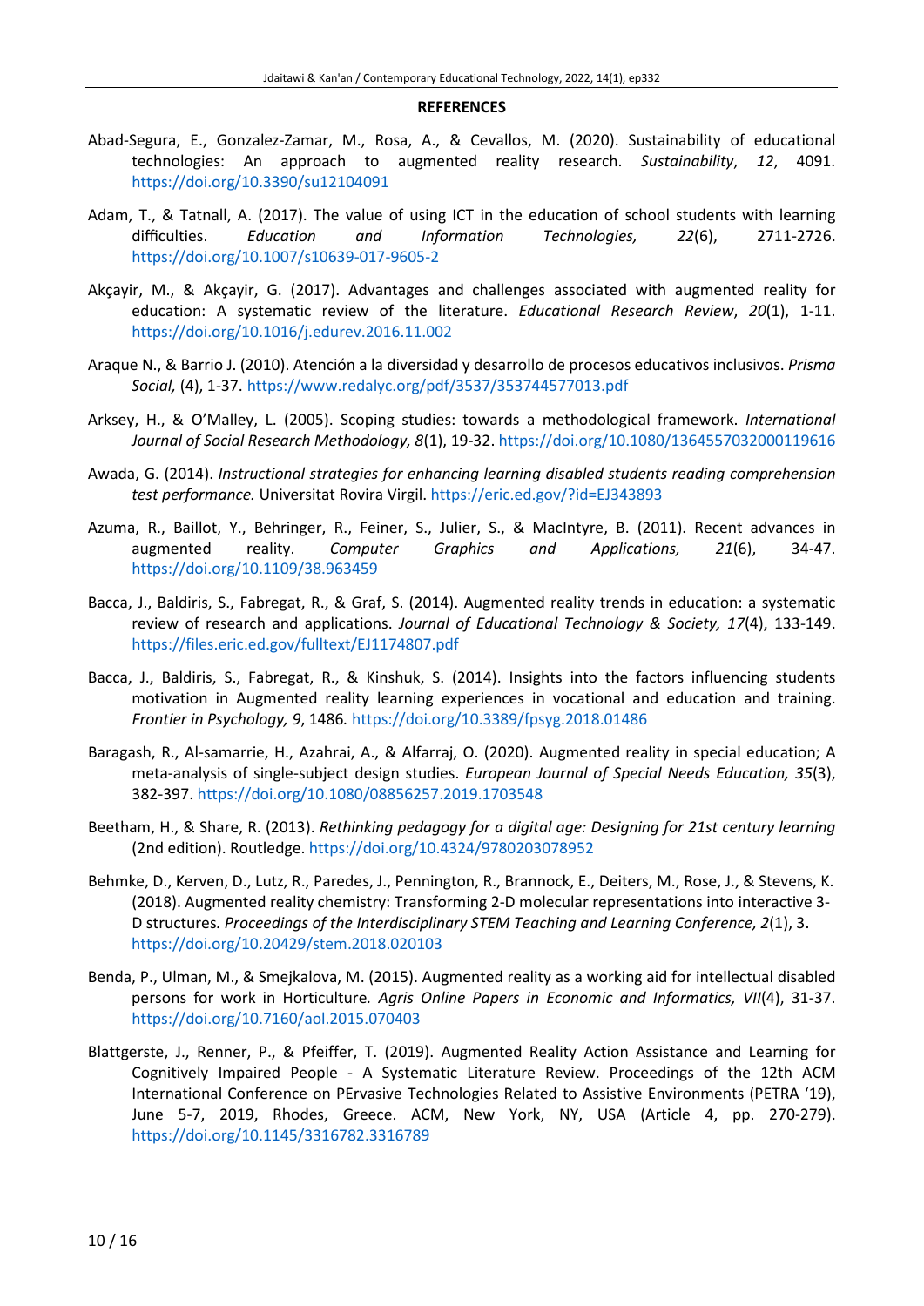## REFERENCES

Abad-Segura, E., Gonzalez-Zamar, M., Rosa, A., & Cevallos, M. (2020). Sustainability of educational technologies: An approach to augmented reality research. *Sustainability*, *12*, 4091. https://doi.org/10.3390/su12104091

Adam, T., & Tatnall, A. (2017). The value of using ICT in the education of school students with learning difficulties. *Education and Information Technologies,* *22*(6), 2711-2726. https://doi.org/10.1007/s10639-017-9605-2

Akçayir, M., & Akçayir, G. (2017). Advantages and challenges associated with augmented reality for education: A systematic review of the literature. *Educational Research Review*, *20*(1), 1-11. https://doi.org/10.1016/j.edurev.2016.11.002

Araque N., & Barrio J. (2010). Atención a la diversidad y desarrollo de procesos educativos inclusivos. *Prisma Social,* (4), 1-37. https://www.redalyc.org/pdf/3537/353744577013.pdf

Arksey, H., & O'Malley, L. (2005). Scoping studies: towards a methodological framework. *International Journal of Social Research Methodology, 8*(1), 19-32. https://doi.org/10.1080/1364557032000119616

Awada, G. (2014). *Instructional strategies for enhancing learning disabled students reading comprehension test performance.* Universitat Rovira Virgil. https://eric.ed.gov/?id=EJ343893

Azuma, R., Baillot, Y., Behringer, R., Feiner, S., Julier, S., & MacIntyre, B. (2011). Recent advances in augmented reality. *Computer Graphics and Applications,* *21*(6), 34-47. https://doi.org/10.1109/38.963459

Bacca, J., Baldiris, S., Fabregat, R., & Graf, S. (2014). Augmented reality trends in education: a systematic review of research and applications. *Journal of Educational Technology & Society, 17*(4), 133-149. https://files.eric.ed.gov/fulltext/EJ1174807.pdf

Bacca, J., Baldiris, S., Fabregat, R., & Kinshuk, S. (2014). Insights into the factors influencing students motivation in Augmented reality learning experiences in vocational and education and training. *Frontier in Psychology, 9*, 1486*.* https://doi.org/10.3389/fpsyg.2018.01486

Baragash, R., Al-samarrie, H., Azahrai, A., & Alfarraj, O. (2020). Augmented reality in special education; A meta-analysis of single-subject design studies. *European Journal of Special Needs Education, 35*(3), 382-397. https://doi.org/10.1080/08856257.2019.1703548

Beetham, H., & Share, R. (2013). *Rethinking pedagogy for a digital age: Designing for 21st century learning* (2nd edition). Routledge. https://doi.org/10.4324/9780203078952

Behmke, D., Kerven, D., Lutz, R., Paredes, J., Pennington, R., Brannock, E., Deiters, M., Rose, J., & Stevens, K. (2018). Augmented reality chemistry: Transforming 2-D molecular representations into interactive 3-D structures*. Proceedings of the Interdisciplinary STEM Teaching and Learning Conference, 2*(1), 3. https://doi.org/10.20429/stem.2018.020103

Benda, P., Ulman, M., & Smejkalova, M. (2015). Augmented reality as a working aid for intellectual disabled persons for work in Horticulture*. Agris Online Papers in Economic and Informatics, VII*(4), 31-37. https://doi.org/10.7160/aol.2015.070403

Blattgerste, J., Renner, P., & Pfeiffer, T. (2019). Augmented Reality Action Assistance and Learning for Cognitively Impaired People - A Systematic Literature Review. Proceedings of the 12th ACM International Conference on PErvasive Technologies Related to Assistive Environments (PETRA '19), June 5-7, 2019, Rhodes, Greece. ACM, New York, NY, USA (Article 4, pp. 270-279). https://doi.org/10.1145/3316782.3316789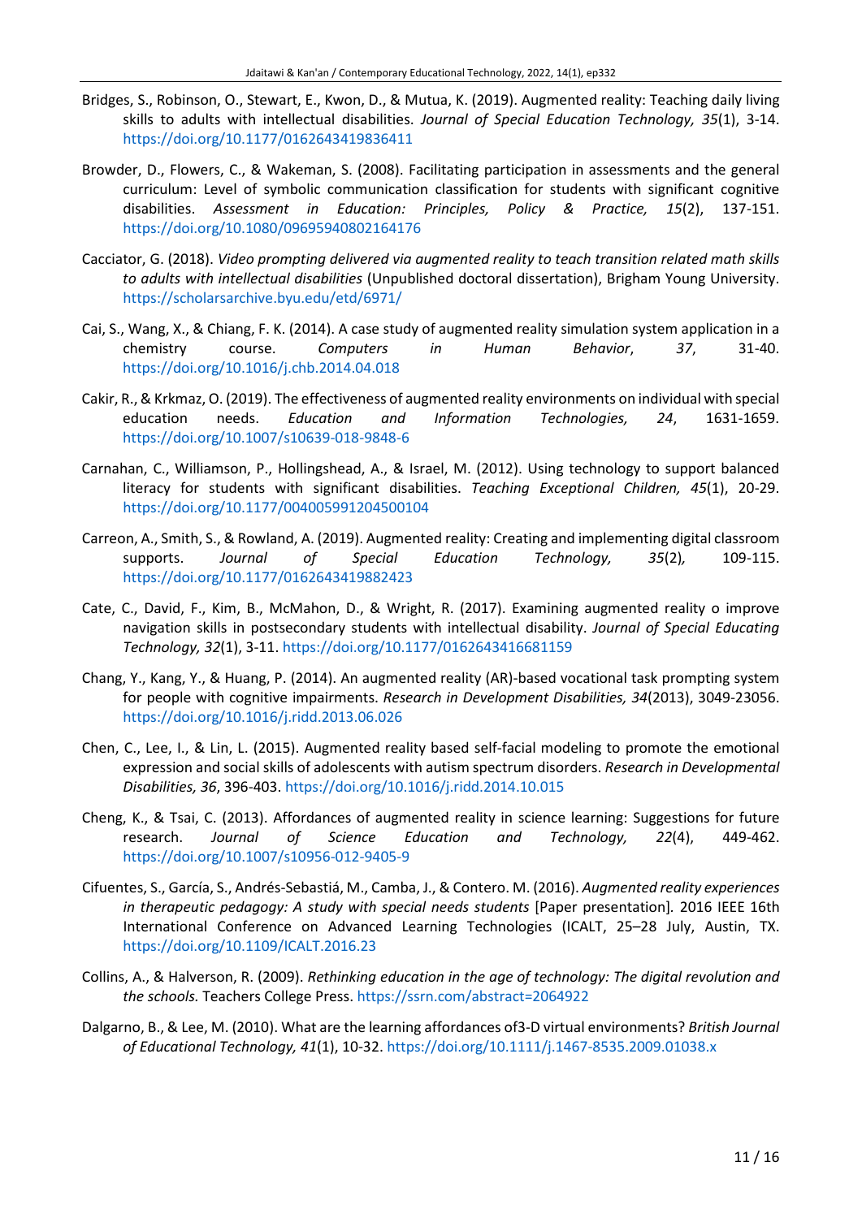Bridges, S., Robinson, O., Stewart, E., Kwon, D., & Mutua, K. (2019). Augmented reality: Teaching daily living skills to adults with intellectual disabilities. *Journal of Special Education Technology, 35*(1), 3-14. https://doi.org/10.1177/0162643419836411

Browder, D., Flowers, C., & Wakeman, S. (2008). Facilitating participation in assessments and the general curriculum: Level of symbolic communication classification for students with significant cognitive disabilities. *Assessment in Education: Principles, Policy & Practice, 15*(2), 137-151. https://doi.org/10.1080/09695940802164176

Cacciator, G. (2018). *Video prompting delivered via augmented reality to teach transition related math skills to adults with intellectual disabilities* (Unpublished doctoral dissertation), Brigham Young University. https://scholarsarchive.byu.edu/etd/6971/

Cai, S., Wang, X., & Chiang, F. K. (2014). A case study of augmented reality simulation system application in a chemistry course. *Computers in Human Behavior*, *37*, 31-40. https://doi.org/10.1016/j.chb.2014.04.018

Cakir, R., & Krkmaz, O. (2019). The effectiveness of augmented reality environments on individual with special education needs. *Education and Information Technologies, 24*, 1631-1659. https://doi.org/10.1007/s10639-018-9848-6

Carnahan, C., Williamson, P., Hollingshead, A., & Israel, M. (2012). Using technology to support balanced literacy for students with significant disabilities. *Teaching Exceptional Children, 45*(1), 20-29. https://doi.org/10.1177/004005991204500104

Carreon, A., Smith, S., & Rowland, A. (2019). Augmented reality: Creating and implementing digital classroom supports. *Journal of Special Education Technology, 35*(2), 109-115. https://doi.org/10.1177/0162643419882423

Cate, C., David, F., Kim, B., McMahon, D., & Wright, R. (2017). Examining augmented reality o improve navigation skills in postsecondary students with intellectual disability. *Journal of Special Educating Technology, 32*(1), 3-11. https://doi.org/10.1177/0162643416681159

Chang, Y., Kang, Y., & Huang, P. (2014). An augmented reality (AR)-based vocational task prompting system for people with cognitive impairments. *Research in Development Disabilities, 34*(2013), 3049-23056. https://doi.org/10.1016/j.ridd.2013.06.026

Chen, C., Lee, I., & Lin, L. (2015). Augmented reality based self-facial modeling to promote the emotional expression and social skills of adolescents with autism spectrum disorders. *Research in Developmental Disabilities, 36*, 396-403. https://doi.org/10.1016/j.ridd.2014.10.015

Cheng, K., & Tsai, C. (2013). Affordances of augmented reality in science learning: Suggestions for future research. *Journal of Science Education and Technology, 22*(4), 449-462. https://doi.org/10.1007/s10956-012-9405-9

Cifuentes, S., García, S., Andrés-Sebastiá, M., Camba, J., & Contero. M. (2016). *Augmented reality experiences in therapeutic pedagogy: A study with special needs students* [Paper presentation]. 2016 IEEE 16th International Conference on Advanced Learning Technologies (ICALT, 25–28 July, Austin, TX. https://doi.org/10.1109/ICALT.2016.23

Collins, A., & Halverson, R. (2009). *Rethinking education in the age of technology: The digital revolution and the schools.* Teachers College Press. https://ssrn.com/abstract=2064922

Dalgarno, B., & Lee, M. (2010). What are the learning affordances of3-D virtual environments? *British Journal of Educational Technology, 41*(1), 10-32. https://doi.org/10.1111/j.1467-8535.2009.01038.x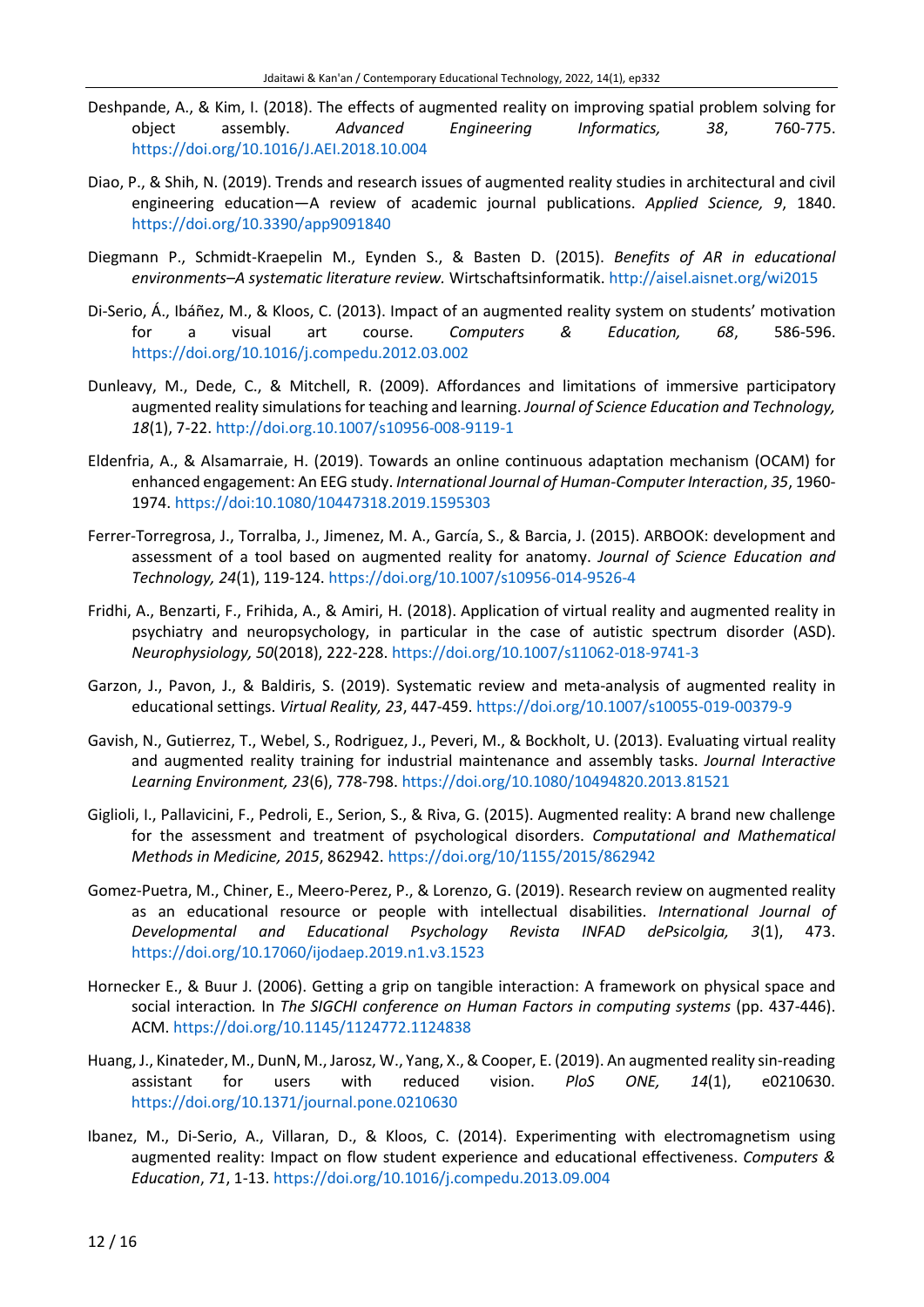Deshpande, A., & Kim, I. (2018). The effects of augmented reality on improving spatial problem solving for object assembly. *Advanced Engineering Informatics, 38*, 760-775. https://doi.org/10.1016/J.AEI.2018.10.004

Diao, P., & Shih, N. (2019). Trends and research issues of augmented reality studies in architectural and civil engineering education—A review of academic journal publications. *Applied Science, 9*, 1840. https://doi.org/10.3390/app9091840

Diegmann P., Schmidt-Kraepelin M., Eynden S., & Basten D. (2015). *Benefits of AR in educational environments–A systematic literature review.* Wirtschaftsinformatik. http://aisel.aisnet.org/wi2015

Di-Serio, Á., Ibáñez, M., & Kloos, C. (2013). Impact of an augmented reality system on students' motivation for a visual art course. *Computers & Education, 68*, 586-596. https://doi.org/10.1016/j.compedu.2012.03.002

Dunleavy, M., Dede, C., & Mitchell, R. (2009). Affordances and limitations of immersive participatory augmented reality simulations for teaching and learning. *Journal of Science Education and Technology, 18*(1), 7-22. http://doi.org.10.1007/s10956-008-9119-1

Eldenfria, A., & Alsamarraie, H. (2019). Towards an online continuous adaptation mechanism (OCAM) for enhanced engagement: An EEG study. *International Journal of Human-Computer Interaction*, *35*, 1960-1974. https://doi:10.1080/10447318.2019.1595303

Ferrer-Torregrosa, J., Torralba, J., Jimenez, M. A., García, S., & Barcia, J. (2015). ARBOOK: development and assessment of a tool based on augmented reality for anatomy. *Journal of Science Education and Technology, 24*(1), 119-124. https://doi.org/10.1007/s10956-014-9526-4

Fridhi, A., Benzarti, F., Frihida, A., & Amiri, H. (2018). Application of virtual reality and augmented reality in psychiatry and neuropsychology, in particular in the case of autistic spectrum disorder (ASD). *Neurophysiology, 50*(2018), 222-228. https://doi.org/10.1007/s11062-018-9741-3

Garzon, J., Pavon, J., & Baldiris, S. (2019). Systematic review and meta-analysis of augmented reality in educational settings. *Virtual Reality, 23*, 447-459. https://doi.org/10.1007/s10055-019-00379-9

Gavish, N., Gutierrez, T., Webel, S., Rodriguez, J., Peveri, M., & Bockholt, U. (2013). Evaluating virtual reality and augmented reality training for industrial maintenance and assembly tasks. *Journal Interactive Learning Environment, 23*(6), 778-798. https://doi.org/10.1080/10494820.2013.81521

Giglioli, I., Pallavicini, F., Pedroli, E., Serion, S., & Riva, G. (2015). Augmented reality: A brand new challenge for the assessment and treatment of psychological disorders. *Computational and Mathematical Methods in Medicine, 2015*, 862942. https://doi.org/10/1155/2015/862942

Gomez-Puetra, M., Chiner, E., Meero-Perez, P., & Lorenzo, G. (2019). Research review on augmented reality as an educational resource or people with intellectual disabilities. *International Journal of Developmental and Educational Psychology Revista INFAD dePsicolgia, 3*(1), 473. https://doi.org/10.17060/ijodaep.2019.n1.v3.1523

Hornecker E., & Buur J. (2006). Getting a grip on tangible interaction: A framework on physical space and social interaction*.* In *The SIGCHI conference on Human Factors in computing systems* (pp. 437-446). ACM. https://doi.org/10.1145/1124772.1124838

Huang, J., Kinateder, M., DunN, M., Jarosz, W., Yang, X., & Cooper, E. (2019). An augmented reality sin-reading assistant for users with reduced vision. *PloS ONE, 14*(1), e0210630. https://doi.org/10.1371/journal.pone.0210630

Ibanez, M., Di-Serio, A., Villaran, D., & Kloos, C. (2014). Experimenting with electromagnetism using augmented reality: Impact on flow student experience and educational effectiveness. *Computers & Education*, *71*, 1-13. https://doi.org/10.1016/j.compedu.2013.09.004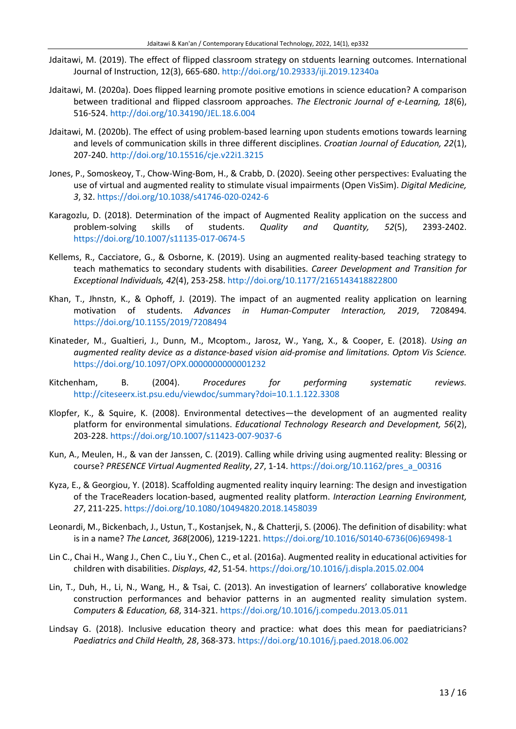Jdaitawi, M. (2019). The effect of flipped classroom strategy on stduents learning outcomes. International Journal of Instruction, 12(3), 665-680. http://doi.org/10.29333/iji.2019.12340a

Jdaitawi, M. (2020a). Does flipped learning promote positive emotions in science education? A comparison between traditional and flipped classroom approaches. *The Electronic Journal of e-Learning, 18*(6), 516-524. http://doi.org/10.34190/JEL.18.6.004

Jdaitawi, M. (2020b). The effect of using problem-based learning upon students emotions towards learning and levels of communication skills in three different disciplines. *Croatian Journal of Education, 22*(1), 207-240. http://doi.org/10.15516/cje.v22i1.3215

Jones, P., Somoskeoy, T., Chow-Wing-Bom, H., & Crabb, D. (2020). Seeing other perspectives: Evaluating the use of virtual and augmented reality to stimulate visual impairments (Open VisSim). *Digital Medicine, 3*, 32. https://doi.org/10.1038/s41746-020-0242-6

Karagozlu, D. (2018). Determination of the impact of Augmented Reality application on the success and problem-solving skills of students. *Quality and Quantity, 52*(5), 2393-2402. https://doi.org/10.1007/s11135-017-0674-5

Kellems, R., Cacciatore, G., & Osborne, K. (2019). Using an augmented reality-based teaching strategy to teach mathematics to secondary students with disabilities. *Career Development and Transition for Exceptional Individuals, 42*(4), 253-258. http://doi.org/10.1177/2165143418822800

Khan, T., Jhnstn, K., & Ophoff, J. (2019). The impact of an augmented reality application on learning motivation of students. *Advances in Human-Computer Interaction, 2019*, 7208494. https://doi.org/10.1155/2019/7208494

Kinateder, M., Gualtieri, J., Dunn, M., Mcoptom., Jarosz, W., Yang, X., & Cooper, E. (2018). *Using an augmented reality device as a distance-based vision aid-promise and limitations. Optom Vis Science.* https://doi.org/10.1097/OPX.0000000000001232

Kitchenham, B. (2004). *Procedures for performing systematic reviews.* http://citeseerx.ist.psu.edu/viewdoc/summary?doi=10.1.1.122.3308

Klopfer, K., & Squire, K. (2008). Environmental detectives—the development of an augmented reality platform for environmental simulations. *Educational Technology Research and Development, 56*(2), 203-228. https://doi.org/10.1007/s11423-007-9037-6

Kun, A., Meulen, H., & van der Janssen, C. (2019). Calling while driving using augmented reality: Blessing or course? *PRESENCE Virtual Augmented Reality*, *27*, 1-14. https://doi.org/10.1162/pres_a_00316

Kyza, E., & Georgiou, Y. (2018). Scaffolding augmented reality inquiry learning: The design and investigation of the TraceReaders location-based, augmented reality platform. *Interaction Learning Environment, 27*, 211-225. https://doi.org/10.1080/10494820.2018.1458039

Leonardi, M., Bickenbach, J., Ustun, T., Kostanjsek, N., & Chatterji, S. (2006). The definition of disability: what is in a name? *The Lancet, 368*(2006), 1219-1221. https://doi.org/10.1016/S0140-6736(06)69498-1

Lin C., Chai H., Wang J., Chen C., Liu Y., Chen C., et al. (2016a). Augmented reality in educational activities for children with disabilities. *Displays*, *42*, 51-54. https://doi.org/10.1016/j.displa.2015.02.004

Lin, T., Duh, H., Li, N., Wang, H., & Tsai, C. (2013). An investigation of learners' collaborative knowledge construction performances and behavior patterns in an augmented reality simulation system. *Computers & Education, 68*, 314-321. https://doi.org/10.1016/j.compedu.2013.05.011

Lindsay G. (2018). Inclusive education theory and practice: what does this mean for paediatricians? *Paediatrics and Child Health, 28*, 368-373. https://doi.org/10.1016/j.paed.2018.06.002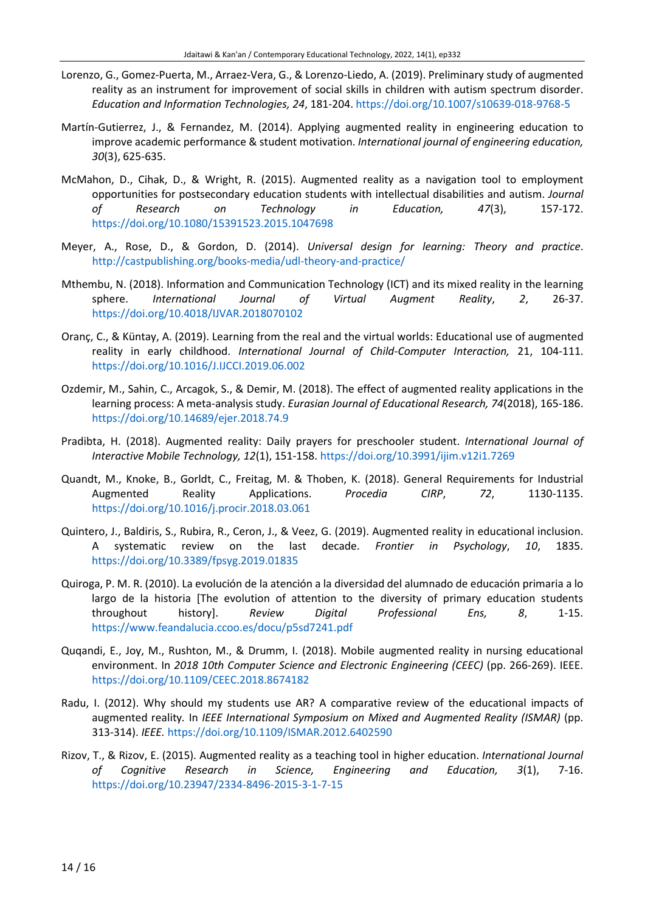Lorenzo, G., Gomez-Puerta, M., Arraez-Vera, G., & Lorenzo-Liedo, A. (2019). Preliminary study of augmented reality as an instrument for improvement of social skills in children with autism spectrum disorder. *Education and Information Technologies, 24*, 181-204. https://doi.org/10.1007/s10639-018-9768-5

Martín-Gutierrez, J., & Fernandez, M. (2014). Applying augmented reality in engineering education to improve academic performance & student motivation. *International journal of engineering education, 30*(3), 625-635.

McMahon, D., Cihak, D., & Wright, R. (2015). Augmented reality as a navigation tool to employment opportunities for postsecondary education students with intellectual disabilities and autism. *Journal of Research on Technology in Education, 47*(3), 157-172. https://doi.org/10.1080/15391523.2015.1047698

Meyer, A., Rose, D., & Gordon, D. (2014). *Universal design for learning: Theory and practice*. http://castpublishing.org/books-media/udl-theory-and-practice/

Mthembu, N. (2018). Information and Communication Technology (ICT) and its mixed reality in the learning sphere. *International Journal of Virtual Augment Reality*, *2*, 26-37. https://doi.org/10.4018/IJVAR.2018070102

Oranç, C., & Küntay, A. (2019). Learning from the real and the virtual worlds: Educational use of augmented reality in early childhood. *International Journal of Child-Computer Interaction,* 21, 104-111. https://doi.org/10.1016/J.IJCCI.2019.06.002

Ozdemir, M., Sahin, C., Arcagok, S., & Demir, M. (2018). The effect of augmented reality applications in the learning process: A meta-analysis study. *Eurasian Journal of Educational Research, 74*(2018), 165-186. https://doi.org/10.14689/ejer.2018.74.9

Pradibta, H. (2018). Augmented reality: Daily prayers for preschooler student. *International Journal of Interactive Mobile Technology, 12*(1), 151-158. https://doi.org/10.3991/ijim.v12i1.7269

Quandt, M., Knoke, B., Gorldt, C., Freitag, M. & Thoben, K. (2018). General Requirements for Industrial Augmented Reality Applications. *Procedia CIRP*, *72*, 1130-1135. https://doi.org/10.1016/j.procir.2018.03.061

Quintero, J., Baldiris, S., Rubira, R., Ceron, J., & Veez, G. (2019). Augmented reality in educational inclusion. A systematic review on the last decade. *Frontier in Psychology*, *10*, 1835. https://doi.org/10.3389/fpsyg.2019.01835

Quiroga, P. M. R. (2010). La evolución de la atención a la diversidad del alumnado de educación primaria a lo largo de la historia [The evolution of attention to the diversity of primary education students throughout history]. *Review Digital Professional Ens,* *8*, 1-15. https://www.feandalucia.ccoo.es/docu/p5sd7241.pdf

Quqandi, E., Joy, M., Rushton, M., & Drumm, I. (2018). Mobile augmented reality in nursing educational environment. In *2018 10th Computer Science and Electronic Engineering (CEEC)* (pp. 266-269). IEEE. https://doi.org/10.1109/CEEC.2018.8674182

Radu, I. (2012). Why should my students use AR? A comparative review of the educational impacts of augmented reality. In *IEEE International Symposium on Mixed and Augmented Reality (ISMAR)* (pp. 313-314). *IEEE.* https://doi.org/10.1109/ISMAR.2012.6402590

Rizov, T., & Rizov, E. (2015). Augmented reality as a teaching tool in higher education. *International Journal of Cognitive Research in Science, Engineering and Education,* *3*(1), 7-16. https://doi.org/10.23947/2334-8496-2015-3-1-7-15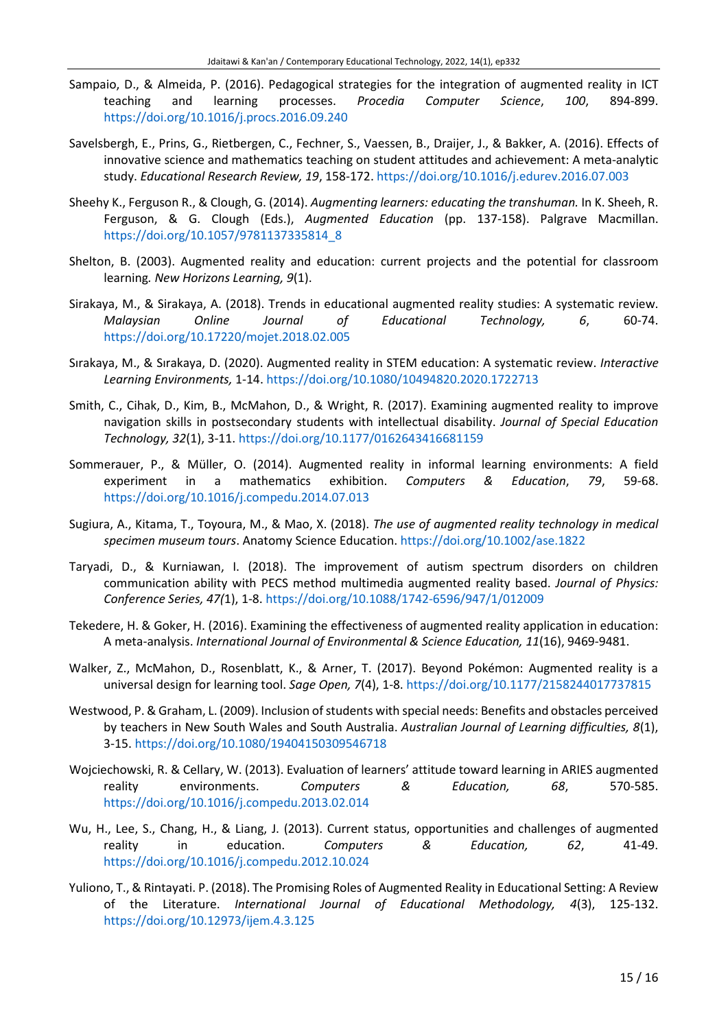Sampaio, D., & Almeida, P. (2016). Pedagogical strategies for the integration of augmented reality in ICT teaching and learning processes. *Procedia Computer Science*, *100*, 894-899. https://doi.org/10.1016/j.procs.2016.09.240

Savelsbergh, E., Prins, G., Rietbergen, C., Fechner, S., Vaessen, B., Draijer, J., & Bakker, A. (2016). Effects of innovative science and mathematics teaching on student attitudes and achievement: A meta-analytic study. *Educational Research Review, 19*, 158-172. https://doi.org/10.1016/j.edurev.2016.07.003

Sheehy K., Ferguson R., & Clough, G. (2014). *Augmenting learners: educating the transhuman.* In K. Sheeh, R. Ferguson, & G. Clough (Eds.), *Augmented Education* (pp. 137-158). Palgrave Macmillan. https://doi.org/10.1057/9781137335814_8

Shelton, B. (2003). Augmented reality and education: current projects and the potential for classroom learning*. New Horizons Learning, 9*(1).

Sirakaya, M., & Sirakaya, A. (2018). Trends in educational augmented reality studies: A systematic review. *Malaysian Online Journal of Educational Technology, 6*, 60-74. https://doi.org/10.17220/mojet.2018.02.005

Sırakaya, M., & Sırakaya, D. (2020). Augmented reality in STEM education: A systematic review. *Interactive Learning Environments,* 1-14. https://doi.org/10.1080/10494820.2020.1722713

Smith, C., Cihak, D., Kim, B., McMahon, D., & Wright, R. (2017). Examining augmented reality to improve navigation skills in postsecondary students with intellectual disability. *Journal of Special Education Technology, 32*(1), 3-11. https://doi.org/10.1177/0162643416681159

Sommerauer, P., & Müller, O. (2014). Augmented reality in informal learning environments: A field experiment in a mathematics exhibition. *Computers & Education*, *79*, 59-68. https://doi.org/10.1016/j.compedu.2014.07.013

Sugiura, A., Kitama, T., Toyoura, M., & Mao, X. (2018). *The use of augmented reality technology in medical specimen museum tours*. Anatomy Science Education. https://doi.org/10.1002/ase.1822

Taryadi, D., & Kurniawan, I. (2018). The improvement of autism spectrum disorders on children communication ability with PECS method multimedia augmented reality based. *Journal of Physics: Conference Series, 47(*1), 1-8. https://doi.org/10.1088/1742-6596/947/1/012009

Tekedere, H. & Goker, H. (2016). Examining the effectiveness of augmented reality application in education: A meta-analysis. *International Journal of Environmental & Science Education, 11*(16), 9469-9481.

Walker, Z., McMahon, D., Rosenblatt, K., & Arner, T. (2017). Beyond Pokémon: Augmented reality is a universal design for learning tool. *Sage Open, 7*(4), 1-8. https://doi.org/10.1177/2158244017737815

Westwood, P. & Graham, L. (2009). Inclusion of students with special needs: Benefits and obstacles perceived by teachers in New South Wales and South Australia. *Australian Journal of Learning difficulties, 8*(1), 3-15. https://doi.org/10.1080/19404150309546718

Wojciechowski, R. & Cellary, W. (2013). Evaluation of learners' attitude toward learning in ARIES augmented reality environments. *Computers & Education, 68*, 570-585. https://doi.org/10.1016/j.compedu.2013.02.014

Wu, H., Lee, S., Chang, H., & Liang, J. (2013). Current status, opportunities and challenges of augmented reality in education. *Computers & Education, 62*, 41-49. https://doi.org/10.1016/j.compedu.2012.10.024

Yuliono, T., & Rintayati. P. (2018). The Promising Roles of Augmented Reality in Educational Setting: A Review of the Literature. *International Journal of Educational Methodology, 4*(3), 125-132. https://doi.org/10.12973/ijem.4.3.125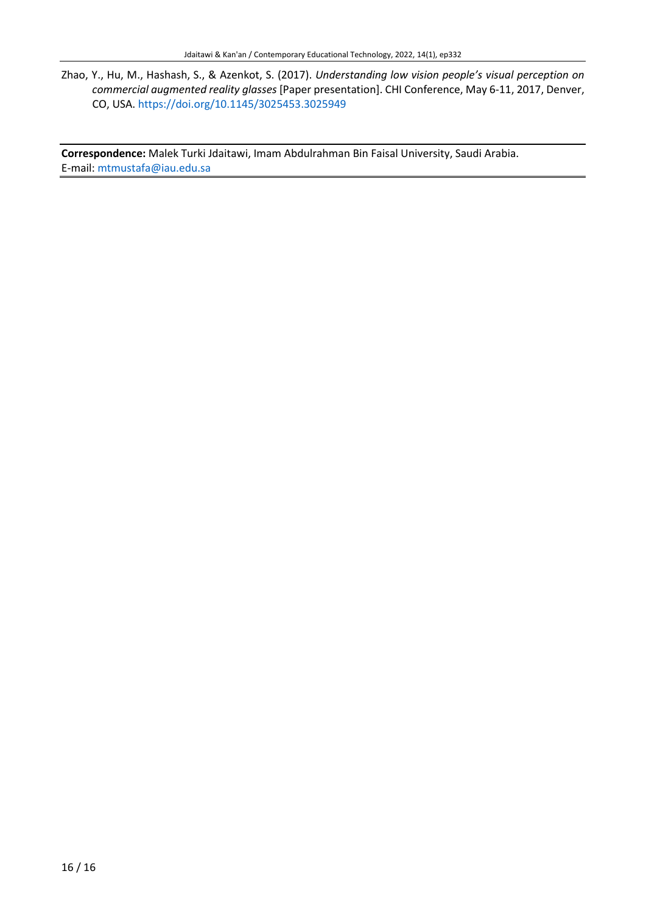Zhao, Y., Hu, M., Hashash, S., & Azenkot, S. (2017). *Understanding low vision people's visual perception on commercial augmented reality glasses* [Paper presentation]. CHI Conference, May 6-11, 2017, Denver, CO, USA. https://doi.org/10.1145/3025453.3025949

---

**Correspondence:** Malek Turki Jdaitawi, Imam Abdulrahman Bin Faisal University, Saudi Arabia.
E-mail: mtmustafa@iau.edu.sa